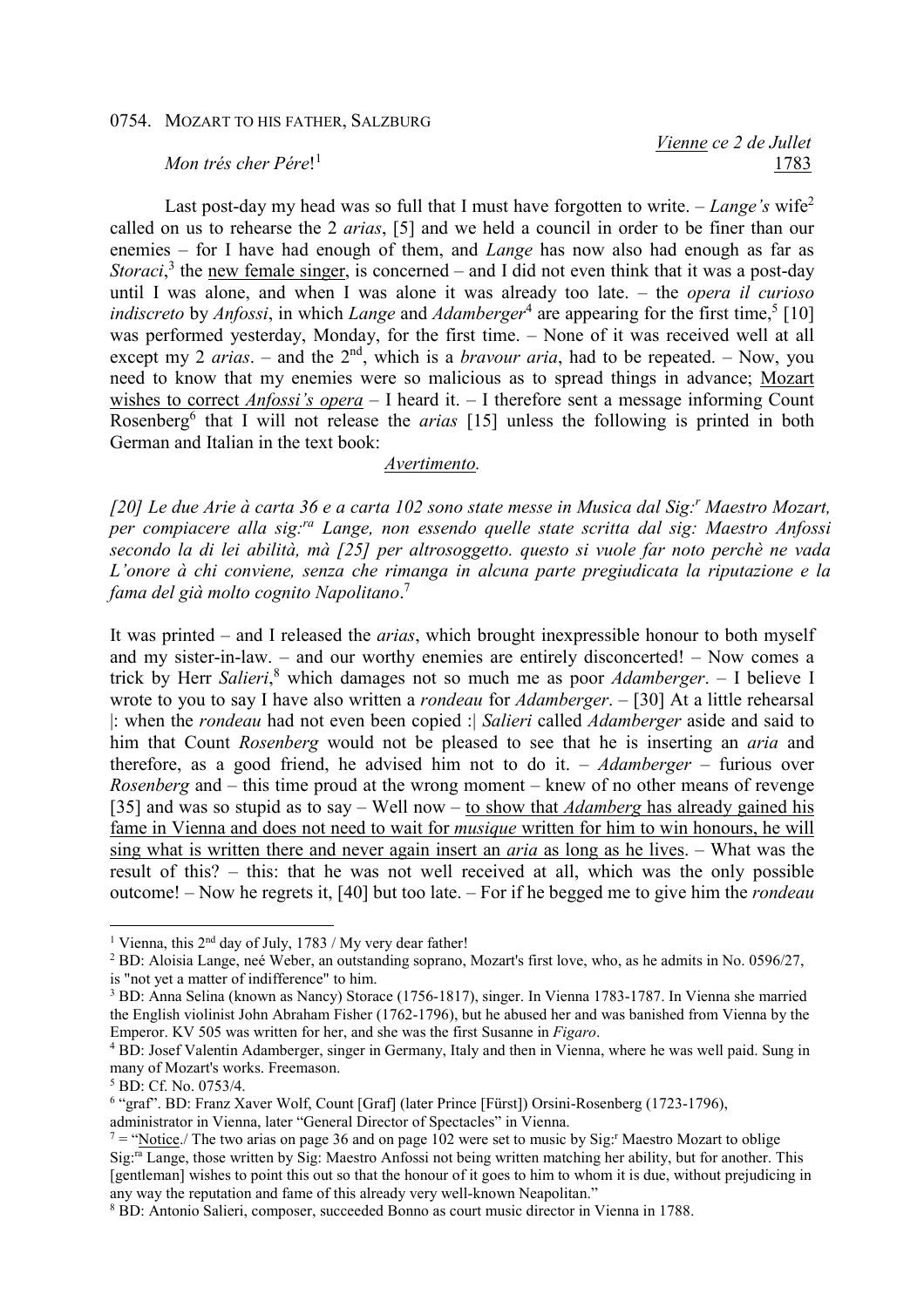0754. MOZART TO HIS FATHER, SALZBURG

*Vienne* ce 2 de Jullet
*Mon trés cher Pére*![1] 1783

Last post-day my head was so full that I must have forgotten to write. – *Lange's* wife[2] called on us to rehearse the 2 *arias*, [5] and we held a council in order to be finer than our enemies – for I have had enough of them, and *Lange* has now also had enough as far as *Storaci*,[3] the new female singer, is concerned – and I did not even think that it was a post-day until I was alone, and when I was alone it was already too late. – the *opera il curioso indiscreto* by *Anfossi*, in which *Lange* and *Adamberger*[4] are appearing for the first time,[5] [10] was performed yesterday, Monday, for the first time. – None of it was received well at all except my 2 *arias*. – and the 2nd, which is a *bravour aria*, had to be repeated. – Now, you need to know that my enemies were so malicious as to spread things in advance; Mozart wishes to correct *Anfossi's opera* – I heard it. – I therefore sent a message informing Count Rosenberg[6] that I will not release the *arias* [15] unless the following is printed in both German and Italian in the text book:

*Avertimento.*

*[20] Le due Arie à carta 36 e a carta 102 sono state messe in Musica dal Sig:r Maestro Mozart, per compiacere alla sig:ra Lange, non essendo quelle state scritta dal sig: Maestro Anfossi secondo la di lei abilità, mà [25] per altrosoggetto. questo si vuole far noto perchè ne vada L'onore à chi conviene, senza che rimanga in alcuna parte pregiudicata la riputazione e la fama del già molto cognito Napolitano*.[7]

It was printed – and I released the *arias*, which brought inexpressible honour to both myself and my sister-in-law. – and our worthy enemies are entirely disconcerted! – Now comes a trick by Herr *Salieri*,[8] which damages not so much me as poor *Adamberger*. – I believe I wrote to you to say I have also written a *rondeau* for *Adamberger*. – [30] At a little rehearsal |: when the *rondeau* had not even been copied :| *Salieri* called *Adamberger* aside and said to him that Count *Rosenberg* would not be pleased to see that he is inserting an *aria* and therefore, as a good friend, he advised him not to do it. – *Adamberger* – furious over *Rosenberg* and – this time proud at the wrong moment – knew of no other means of revenge [35] and was so stupid as to say – Well now – to show that *Adamberg* has already gained his fame in Vienna and does not need to wait for *musique* written for him to win honours, he will sing what is written there and never again insert an *aria* as long as he lives. – What was the result of this? – this: that he was not well received at all, which was the only possible outcome! – Now he regrets it, [40] but too late. – For if he begged me to give him the *rondeau*

---

[1] Vienna, this 2nd day of July, 1783 / My very dear father!

[2] BD: Aloisia Lange, neé Weber, an outstanding soprano, Mozart's first love, who, as he admits in No. 0596/27, is "not yet a matter of indifference" to him.

[3] BD: Anna Selina (known as Nancy) Storace (1756-1817), singer. In Vienna 1783-1787. In Vienna she married the English violinist John Abraham Fisher (1762-1796), but he abused her and was banished from Vienna by the Emperor. KV 505 was written for her, and she was the first Susanne in *Figaro*.

[4] BD: Josef Valentin Adamberger, singer in Germany, Italy and then in Vienna, where he was well paid. Sung in many of Mozart's works. Freemason.

[5] BD: Cf. No. 0753/4.

[6] "graf". BD: Franz Xaver Wolf, Count [Graf] (later Prince [Fürst]) Orsini-Rosenberg (1723-1796), administrator in Vienna, later "General Director of Spectacles" in Vienna.

[7] = "Notice./ The two arias on page 36 and on page 102 were set to music by Sig:r Maestro Mozart to oblige Sig:ra Lange, those written by Sig: Maestro Anfossi not being written matching her ability, but for another. This [gentleman] wishes to point this out so that the honour of it goes to him to whom it is due, without prejudicing in any way the reputation and fame of this already very well-known Neapolitan."

[8] BD: Antonio Salieri, composer, succeeded Bonno as court music director in Vienna in 1788.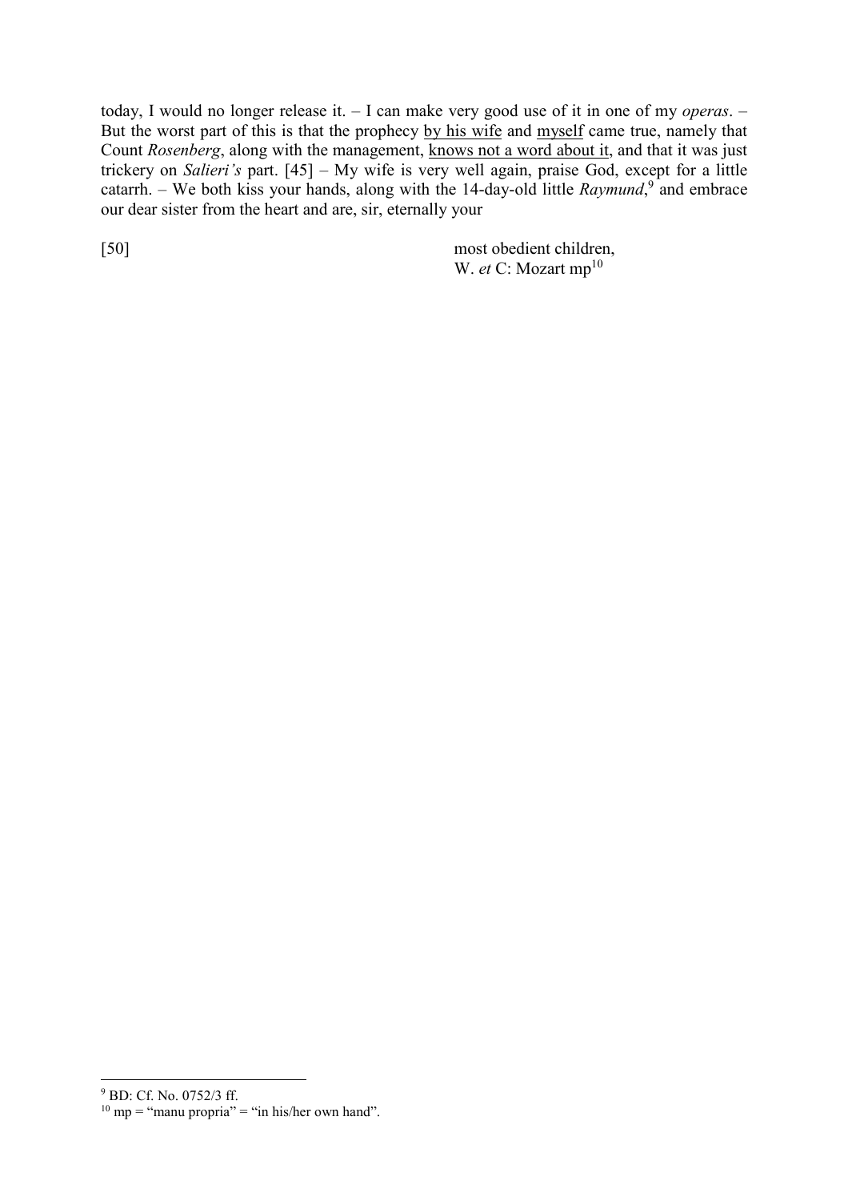today, I would no longer release it. – I can make very good use of it in one of my *operas*. – But the worst part of this is that the prophecy by his wife and myself came true, namely that Count *Rosenberg*, along with the management, knows not a word about it, and that it was just trickery on *Salieri's* part. [45] – My wife is very well again, praise God, except for a little catarrh. – We both kiss your hands, along with the 14-day-old little *Raymund*,[9] and embrace our dear sister from the heart and are, sir, eternally your

[50] most obedient children,
W. *et* C: Mozart mp[10]

---

[9] BD: Cf. No. 0752/3 ff.

[10] mp = "manu propria" = "in his/her own hand".